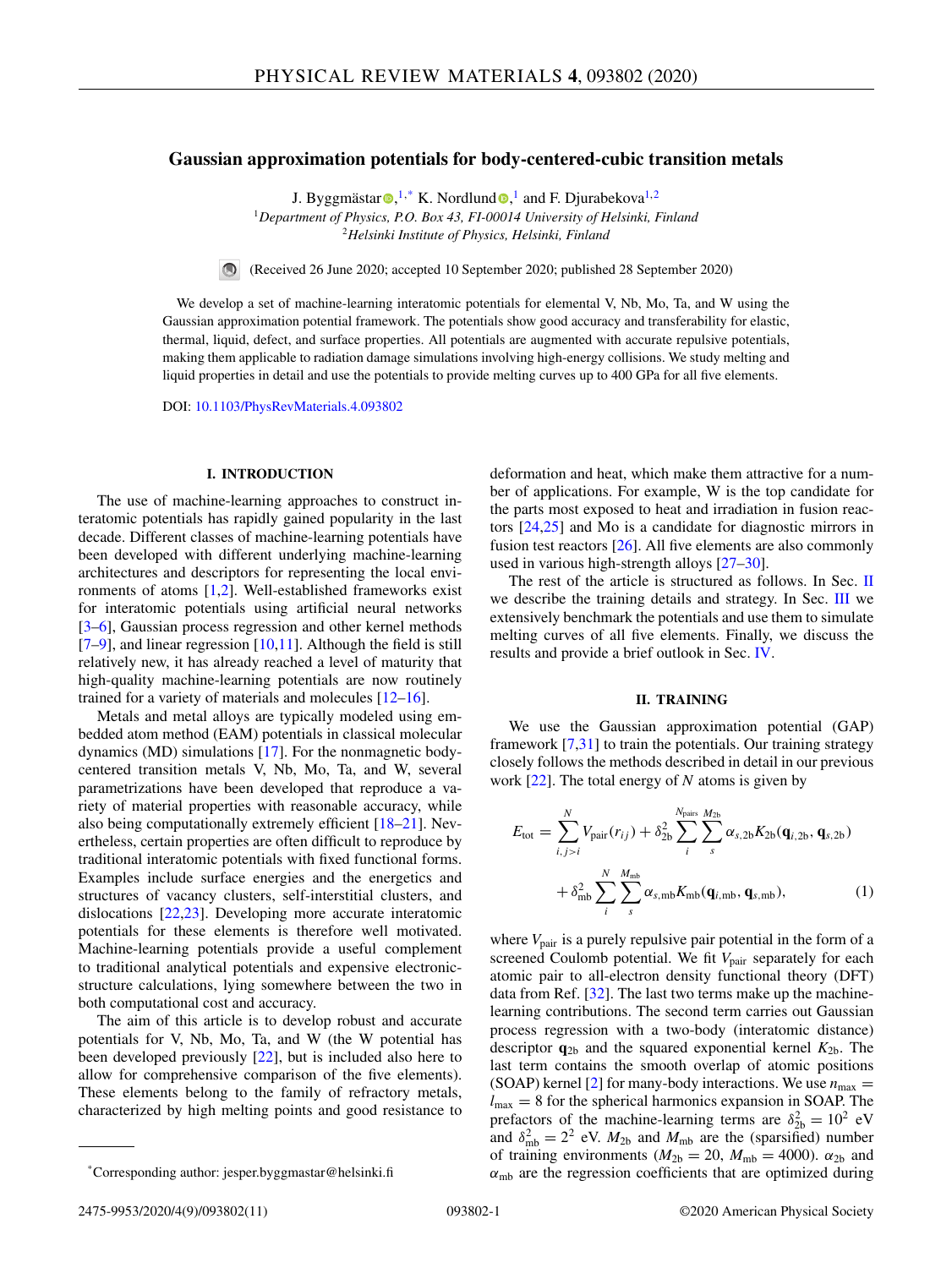# Gaussian approximation potentials for body-centered-cubic transition metals

J. Byggmästar[1,*] K. Nordlund[1] and F. Djurabekova[1,2]

[1]Department of Physics, P.O. Box 43, FI-00014 University of Helsinki, Finland
[2]Helsinki Institute of Physics, Helsinki, Finland

(Received 26 June 2020; accepted 10 September 2020; published 28 September 2020)

We develop a set of machine-learning interatomic potentials for elemental V, Nb, Mo, Ta, and W using the Gaussian approximation potential framework. The potentials show good accuracy and transferability for elastic, thermal, liquid, defect, and surface properties. All potentials are augmented with accurate repulsive potentials, making them applicable to radiation damage simulations involving high-energy collisions. We study melting and liquid properties in detail and use the potentials to provide melting curves up to 400 GPa for all five elements.

DOI: 10.1103/PhysRevMaterials.4.093802

## I. INTRODUCTION

The use of machine-learning approaches to construct interatomic potentials has rapidly gained popularity in the last decade. Different classes of machine-learning potentials have been developed with different underlying machine-learning architectures and descriptors for representing the local environments of atoms [1,2]. Well-established frameworks exist for interatomic potentials using artificial neural networks [3–6], Gaussian process regression and other kernel methods [7–9], and linear regression [10,11]. Although the field is still relatively new, it has already reached a level of maturity that high-quality machine-learning potentials are now routinely trained for a variety of materials and molecules [12–16].

Metals and metal alloys are typically modeled using embedded atom method (EAM) potentials in classical molecular dynamics (MD) simulations [17]. For the nonmagnetic body-centered transition metals V, Nb, Mo, Ta, and W, several parametrizations have been developed that reproduce a variety of material properties with reasonable accuracy, while also being computationally extremely efficient [18–21]. Nevertheless, certain properties are often difficult to reproduce by traditional interatomic potentials with fixed functional forms. Examples include surface energies and the energetics and structures of vacancy clusters, self-interstitial clusters, and dislocations [22,23]. Developing more accurate interatomic potentials for these elements is therefore well motivated. Machine-learning potentials provide a useful complement to traditional analytical potentials and expensive electronic-structure calculations, lying somewhere between the two in both computational cost and accuracy.

The aim of this article is to develop robust and accurate potentials for V, Nb, Mo, Ta, and W (the W potential has been developed previously [22], but is included also here to allow for comprehensive comparison of the five elements). These elements belong to the family of refractory metals, characterized by high melting points and good resistance to deformation and heat, which make them attractive for a number of applications. For example, W is the top candidate for the parts most exposed to heat and irradiation in fusion reactors [24,25] and Mo is a candidate for diagnostic mirrors in fusion test reactors [26]. All five elements are also commonly used in various high-strength alloys [27–30].

The rest of the article is structured as follows. In Sec. II we describe the training details and strategy. In Sec. III we extensively benchmark the potentials and use them to simulate melting curves of all five elements. Finally, we discuss the results and provide a brief outlook in Sec. IV.

## II. TRAINING

We use the Gaussian approximation potential (GAP) framework [7,31] to train the potentials. Our training strategy closely follows the methods described in detail in our previous work [22]. The total energy of $N$ atoms is given by

$$E_{\mathrm{tot}} = \sum_{i,j>i}^{N} V_{\mathrm{pair}}(r_{ij}) + \delta_{\mathrm{2b}}^{2} \sum_{i}^{N_{\mathrm{pairs}}} \sum_{s}^{M_{\mathrm{2b}}} \alpha_{s,\mathrm{2b}} K_{\mathrm{2b}}(\mathbf{q}_{i,\mathrm{2b}}, \mathbf{q}_{s,\mathrm{2b}}) + \delta_{\mathrm{mb}}^{2} \sum_{i}^{N} \sum_{s}^{M_{\mathrm{mb}}} \alpha_{s,\mathrm{mb}} K_{\mathrm{mb}}(\mathbf{q}_{i,\mathrm{mb}}, \mathbf{q}_{s,\mathrm{mb}}), \quad (1)$$

where $V_{\mathrm{pair}}$ is a purely repulsive pair potential in the form of a screened Coulomb potential. We fit $V_{\mathrm{pair}}$ separately for each atomic pair to all-electron density functional theory (DFT) data from Ref. [32]. The last two terms make up the machine-learning contributions. The second term carries out Gaussian process regression with a two-body (interatomic distance) descriptor $\mathbf{q}_{\mathrm{2b}}$ and the squared exponential kernel $K_{\mathrm{2b}}$. The last term contains the smooth overlap of atomic positions (SOAP) kernel [2] for many-body interactions. We use $n_{\mathrm{max}} = l_{\mathrm{max}} = 8$ for the spherical harmonics expansion in SOAP. The prefactors of the machine-learning terms are $\delta_{\mathrm{2b}}^{2} = 10^{2}$ eV and $\delta_{\mathrm{mb}}^{2} = 2^{2}$ eV. $M_{\mathrm{2b}}$ and $M_{\mathrm{mb}}$ are the (sparsified) number of training environments ($M_{\mathrm{2b}} = 20$, $M_{\mathrm{mb}} = 4000$). $\alpha_{\mathrm{2b}}$ and $\alpha_{\mathrm{mb}}$ are the regression coefficients that are optimized during

*Corresponding author: jesper.byggmastar@helsinki.fi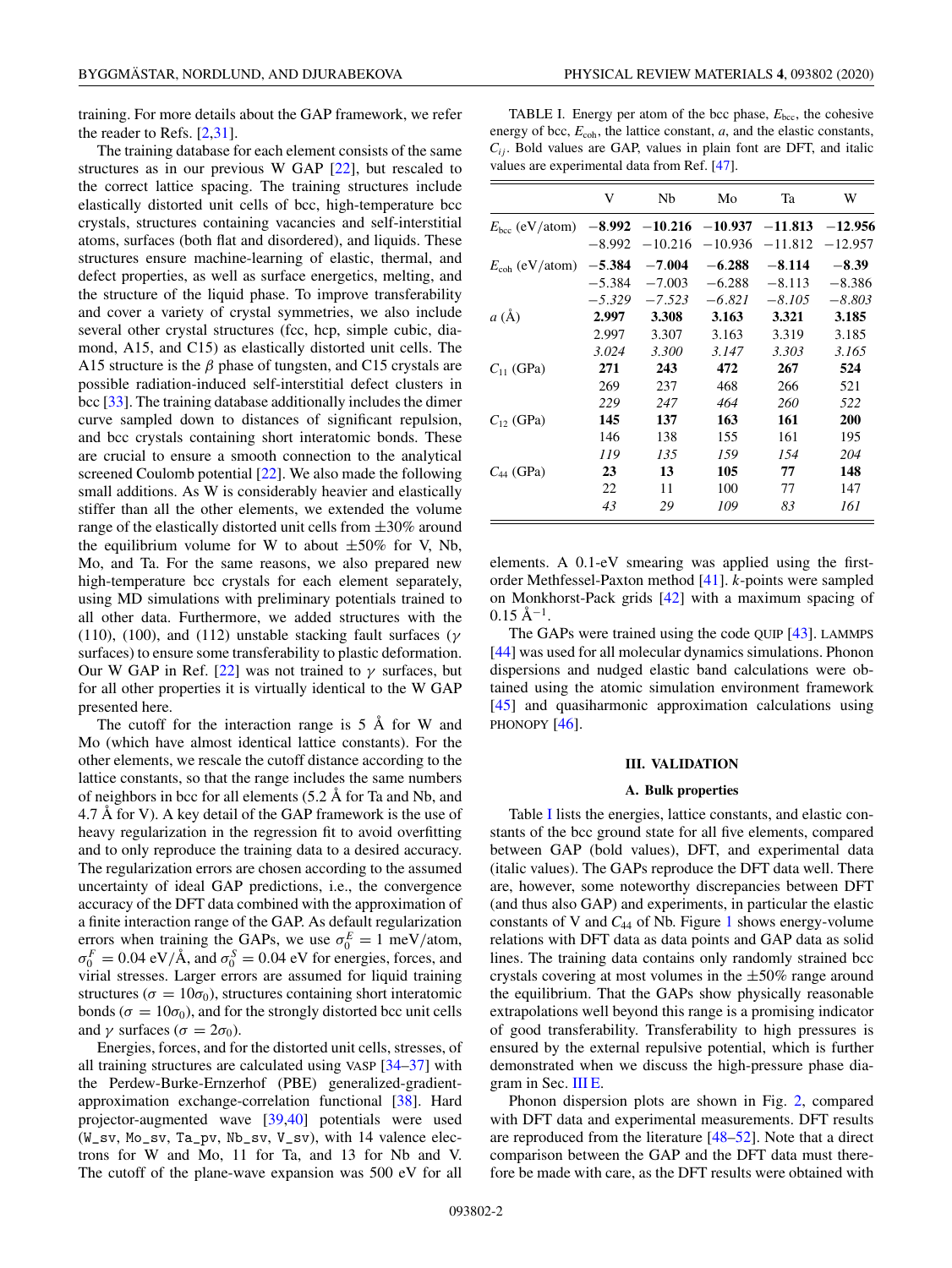training. For more details about the GAP framework, we refer the reader to Refs. [2,31].

The training database for each element consists of the same structures as in our previous W GAP [22], but rescaled to the correct lattice spacing. The training structures include elastically distorted unit cells of bcc, high-temperature bcc crystals, structures containing vacancies and self-interstitial atoms, surfaces (both flat and disordered), and liquids. These structures ensure machine-learning of elastic, thermal, and defect properties, as well as surface energetics, melting, and the structure of the liquid phase. To improve transferability and cover a variety of crystal symmetries, we also include several other crystal structures (fcc, hcp, simple cubic, diamond, A15, and C15) as elastically distorted unit cells. The A15 structure is the $\beta$ phase of tungsten, and C15 crystals are possible radiation-induced self-interstitial defect clusters in bcc [33]. The training database additionally includes the dimer curve sampled down to distances of significant repulsion, and bcc crystals containing short interatomic bonds. These are crucial to ensure a smooth connection to the analytical screened Coulomb potential [22]. We also made the following small additions. As W is considerably heavier and elastically stiffer than all the other elements, we extended the volume range of the elastically distorted unit cells from ±30% around the equilibrium volume for W to about ±50% for V, Nb, Mo, and Ta. For the same reasons, we also prepared new high-temperature bcc crystals for each element separately, using MD simulations with preliminary potentials trained to all other data. Furthermore, we added structures with the (110), (100), and (112) unstable stacking fault surfaces ($\gamma$ surfaces) to ensure some transferability to plastic deformation. Our W GAP in Ref. [22] was not trained to $\gamma$ surfaces, but for all other properties it is virtually identical to the W GAP presented here.

The cutoff for the interaction range is 5 Å for W and Mo (which have almost identical lattice constants). For the other elements, we rescale the cutoff distance according to the lattice constants, so that the range includes the same numbers of neighbors in bcc for all elements (5.2 Å for Ta and Nb, and 4.7 Å for V). A key detail of the GAP framework is the use of heavy regularization in the regression fit to avoid overfitting and to only reproduce the training data to a desired accuracy. The regularization errors are chosen according to the assumed uncertainty of ideal GAP predictions, i.e., the convergence accuracy of the DFT data combined with the approximation of a finite interaction range of the GAP. As default regularization errors when training the GAPs, we use $\sigma_0^E = 1$ meV/atom, $\sigma_0^F = 0.04$ eV/Å, and $\sigma_0^S = 0.04$ eV for energies, forces, and virial stresses. Larger errors are assumed for liquid training structures ($\sigma = 10\sigma_0$), structures containing short interatomic bonds ($\sigma = 10\sigma_0$), and for the strongly distorted bcc unit cells and $\gamma$ surfaces ($\sigma = 2\sigma_0$).

Energies, forces, and for the distorted unit cells, stresses, of all training structures are calculated using VASP [34–37] with the Perdew-Burke-Ernzerhof (PBE) generalized-gradient-approximation exchange-correlation functional [38]. Hard projector-augmented wave [39,40] potentials were used (`W_sv`, `Mo_sv`, `Ta_pv`, `Nb_sv`, `V_sv`), with 14 valence electrons for W and Mo, 11 for Ta, and 13 for Nb and V. The cutoff of the plane-wave expansion was 500 eV for all elements. A 0.1-eV smearing was applied using the first-order Methfessel-Paxton method [41]. $k$-points were sampled on Monkhorst-Pack grids [42] with a maximum spacing of 0.15 Å$^{-1}$.

The GAPs were trained using the code QUIP [43]. LAMMPS [44] was used for all molecular dynamics simulations. Phonon dispersions and nudged elastic band calculations were obtained using the atomic simulation environment framework [45] and quasiharmonic approximation calculations using PHONOPY [46].

TABLE I. Energy per atom of the bcc phase, $E_{\mathrm{bcc}}$, the cohesive energy of bcc, $E_{\mathrm{coh}}$, the lattice constant, $a$, and the elastic constants, $C_{ij}$. Bold values are GAP, values in plain font are DFT, and italic values are experimental data from Ref. [47].

| | V | Nb | Mo | Ta | W |
|---|---|---|---|---|---|
| $E_{\mathrm{bcc}}$ (eV/atom) | **−8.992** | **−10.216** | **−10.937** | **−11.813** | **−12.956** |
| | −8.992 | −10.216 | −10.936 | −11.812 | −12.957 |
| $E_{\mathrm{coh}}$ (eV/atom) | **−5.384** | **−7.004** | **−6.288** | **−8.114** | **−8.39** |
| | −5.384 | −7.003 | −6.288 | −8.113 | −8.386 |
| | *−5.329* | *−7.523* | *−6.821* | *−8.105* | *−8.803* |
| $a$ (Å) | **2.997** | **3.308** | **3.163** | **3.321** | **3.185** |
| | 2.997 | 3.307 | 3.163 | 3.319 | 3.185 |
| | *3.024* | *3.300* | *3.147* | *3.303* | *3.165* |
| $C_{11}$ (GPa) | **271** | **243** | **472** | **267** | **524** |
| | 269 | 237 | 468 | 266 | 521 |
| | *229* | *247* | *464* | *260* | *522* |
| $C_{12}$ (GPa) | **145** | **137** | **163** | **161** | **200** |
| | 146 | 138 | 155 | 161 | 195 |
| | *119* | *135* | *159* | *154* | *204* |
| $C_{44}$ (GPa) | **23** | **13** | **105** | **77** | **148** |
| | 22 | 11 | 100 | 77 | 147 |
| | *43* | *29* | *109* | *83* | *161* |

## III. VALIDATION

### A. Bulk properties

Table I lists the energies, lattice constants, and elastic constants of the bcc ground state for all five elements, compared between GAP (bold values), DFT, and experimental data (italic values). The GAPs reproduce the DFT data well. There are, however, some noteworthy discrepancies between DFT (and thus also GAP) and experiments, in particular the elastic constants of V and $C_{44}$ of Nb. Figure 1 shows energy-volume relations with DFT data as data points and GAP data as solid lines. The training data contains only randomly strained bcc crystals covering at most volumes in the ±50% range around the equilibrium. That the GAPs show physically reasonable extrapolations well beyond this range is a promising indicator of good transferability. Transferability to high pressures is ensured by the external repulsive potential, which is further demonstrated when we discuss the high-pressure phase diagram in Sec. III E.

Phonon dispersion plots are shown in Fig. 2, compared with DFT data and experimental measurements. DFT results are reproduced from the literature [48–52]. Note that a direct comparison between the GAP and the DFT data must therefore be made with care, as the DFT results were obtained with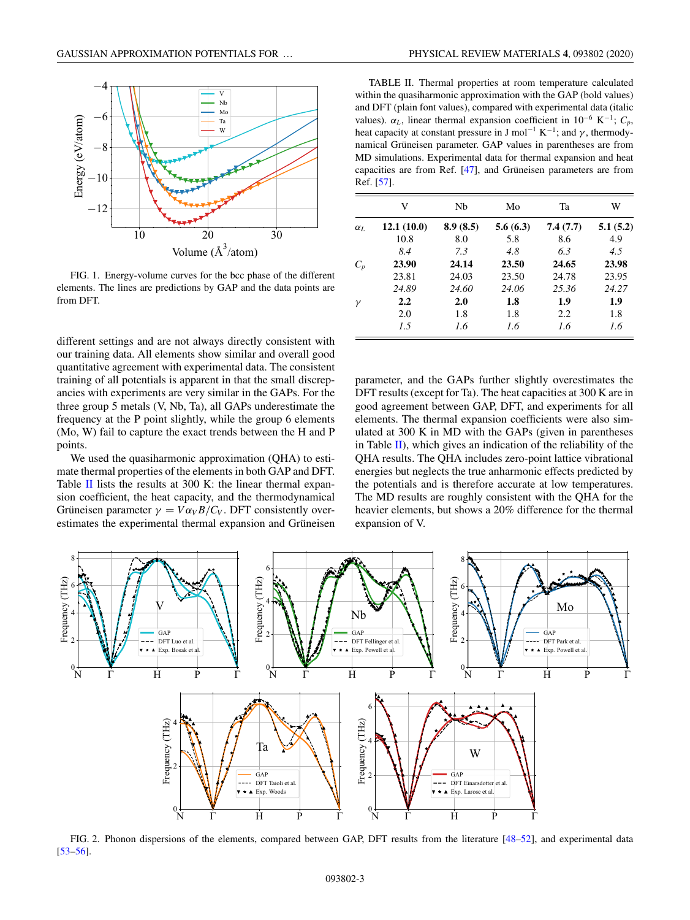FIG. 1. Energy-volume curves for the bcc phase of the different elements. The lines are predictions by GAP and the data points are from DFT.

different settings and are not always directly consistent with our training data. All elements show similar and overall good quantitative agreement with experimental data. The consistent training of all potentials is apparent in that the small discrepancies with experiments are very similar in the GAPs. For the three group 5 metals (V, Nb, Ta), all GAPs underestimate the frequency at the P point slightly, while the group 6 elements (Mo, W) fail to capture the exact trends between the H and P points.

We used the quasiharmonic approximation (QHA) to estimate thermal properties of the elements in both GAP and DFT. Table II lists the results at 300 K: the linear thermal expansion coefficient, the heat capacity, and the thermodynamical Grüneisen parameter $\gamma = V\alpha_V B/C_V$. DFT consistently overestimates the experimental thermal expansion and Grüneisen parameter, and the GAPs further slightly overestimates the DFT results (except for Ta). The heat capacities at 300 K are in good agreement between GAP, DFT, and experiments for all elements. The thermal expansion coefficients were also simulated at 300 K in MD with the GAPs (given in parentheses in Table II), which gives an indication of the reliability of the QHA results. The QHA includes zero-point lattice vibrational energies but neglects the true anharmonic effects predicted by the potentials and is therefore accurate at low temperatures. The MD results are roughly consistent with the QHA for the heavier elements, but shows a 20% difference for the thermal expansion of V.

TABLE II. Thermal properties at room temperature calculated within the quasiharmonic approximation with the GAP (bold values) and DFT (plain font values), compared with experimental data (italic values). $\alpha_L$, linear thermal expansion coefficient in $10^{-6}$ K$^{-1}$; $C_p$, heat capacity at constant pressure in J mol$^{-1}$ K$^{-1}$; and $\gamma$, thermodynamical Grüneisen parameter. GAP values in parentheses are from MD simulations. Experimental data for thermal expansion and heat capacities are from Ref. [47], and Grüneisen parameters are from Ref. [57].

| | V | Nb | Mo | Ta | W |
|---|---|---|---|---|---|
| $\alpha_L$ | **12.1 (10.0)** | **8.9 (8.5)** | **5.6 (6.3)** | **7.4 (7.7)** | **5.1 (5.2)** |
| | 10.8 | 8.0 | 5.8 | 8.6 | 4.9 |
| | *8.4* | *7.3* | *4.8* | *6.3* | *4.5* |
| $C_p$ | **23.90** | **24.14** | **23.50** | **24.65** | **23.98** |
| | 23.81 | 24.03 | 23.50 | 24.78 | 23.95 |
| | *24.89* | *24.60* | *24.06* | *25.36* | *24.27* |
| $\gamma$ | **2.2** | **2.0** | **1.8** | **1.9** | **1.9** |
| | 2.0 | 1.8 | 1.8 | 2.2 | 1.8 |
| | *1.5* | *1.6* | *1.6* | *1.6* | *1.6* |

FIG. 2. Phonon dispersions of the elements, compared between GAP, DFT results from the literature [48–52], and experimental data [53–56].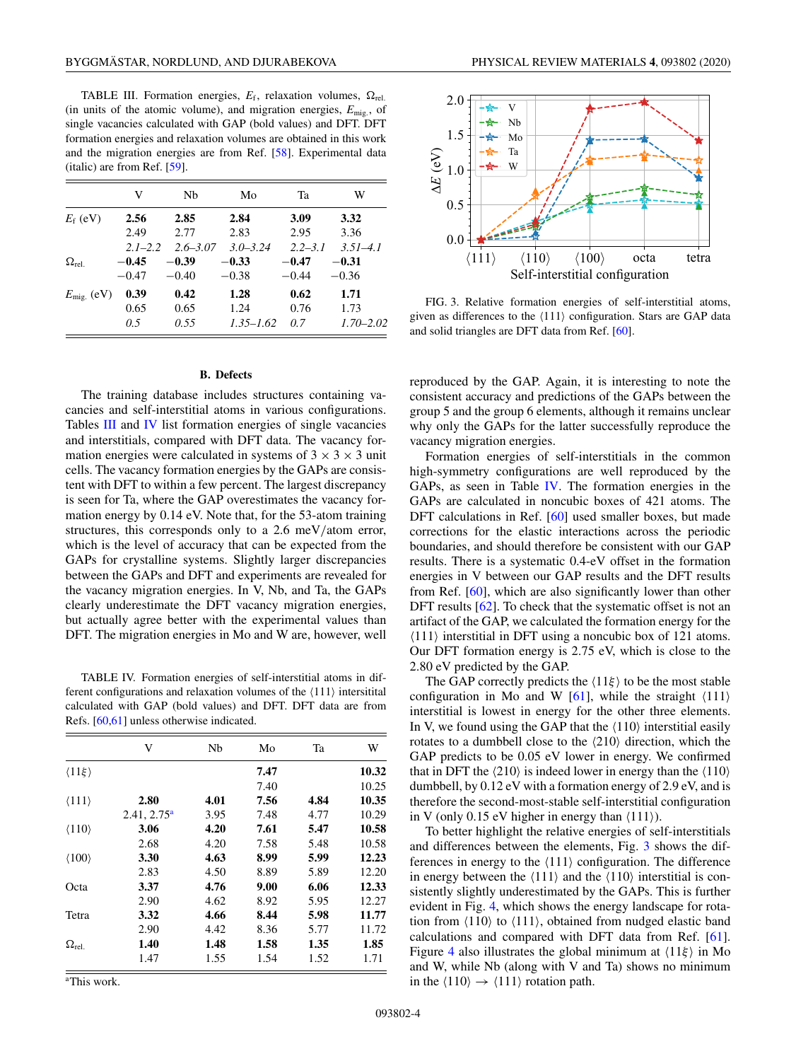TABLE III. Formation energies, $E_f$, relaxation volumes, $\Omega_{rel.}$ (in units of the atomic volume), and migration energies, $E_{mig.}$, of single vacancies calculated with GAP (bold values) and DFT. DFT formation energies and relaxation volumes are obtained in this work and the migration energies are from Ref. [58]. Experimental data (italic) are from Ref. [59].

| | V | Nb | Mo | Ta | W |
|---|---|---|---|---|---|
| $E_f$ (eV) | **2.56** | **2.85** | **2.84** | **3.09** | **3.32** |
| | 2.49 | 2.77 | 2.83 | 2.95 | 3.36 |
| | *2.1–2.2* | *2.6–3.07* | *3.0–3.24* | *2.2–3.1* | *3.51–4.1* |
| $\Omega_{rel.}$ | **−0.45** | **−0.39** | **−0.33** | **−0.47** | **−0.31** |
| | −0.47 | −0.40 | −0.38 | −0.44 | −0.36 |
| $E_{mig.}$ (eV) | **0.39** | **0.42** | **1.28** | **0.62** | **1.71** |
| | 0.65 | 0.65 | 1.24 | 0.76 | 1.73 |
| | *0.5* | *0.55* | *1.35–1.62* | *0.7* | *1.70–2.02* |

FIG. 3. Relative formation energies of self-interstitial atoms, given as differences to the ⟨111⟩ configuration. Stars are GAP data and solid triangles are DFT data from Ref. [60].

### B. Defects

The training database includes structures containing vacancies and self-interstitial atoms in various configurations. Tables III and IV list formation energies of single vacancies and interstitials, compared with DFT data. The vacancy formation energies were calculated in systems of 3 × 3 × 3 unit cells. The vacancy formation energies by the GAPs are consistent with DFT to within a few percent. The largest discrepancy is seen for Ta, where the GAP overestimates the vacancy formation energy by 0.14 eV. Note that, for the 53-atom training structures, this corresponds only to a 2.6 meV/atom error, which is the level of accuracy that can be expected from the GAPs for crystalline systems. Slightly larger discrepancies between the GAPs and DFT and experiments are revealed for the vacancy migration energies. In V, Nb, and Ta, the GAPs clearly underestimate the DFT vacancy migration energies, but actually agree better with the experimental values than DFT. The migration energies in Mo and W are, however, well reproduced by the GAP. Again, it is interesting to note the consistent accuracy and predictions of the GAPs between the group 5 and the group 6 elements, although it remains unclear why only the GAPs for the latter successfully reproduce the vacancy migration energies.

TABLE IV. Formation energies of self-interstitial atoms in different configurations and relaxation volumes of the ⟨111⟩ intersitital calculated with GAP (bold values) and DFT. DFT data are from Refs. [60,61] unless otherwise indicated.

| | V | Nb | Mo | Ta | W |
|---|---|---|---|---|---|
| ⟨11ξ⟩ | | | **7.47** | | **10.32** |
| | | | 7.40 | | 10.25 |
| ⟨111⟩ | **2.80** | **4.01** | **7.56** | **4.84** | **10.35** |
| | 2.41, 2.75[a] | 3.95 | 7.48 | 4.77 | 10.29 |
| ⟨110⟩ | **3.06** | **4.20** | **7.61** | **5.47** | **10.58** |
| | 2.68 | 4.20 | 7.58 | 5.48 | 10.58 |
| ⟨100⟩ | **3.30** | **4.63** | **8.99** | **5.99** | **12.23** |
| | 2.83 | 4.50 | 8.89 | 5.89 | 12.20 |
| Octa | **3.37** | **4.76** | **9.00** | **6.06** | **12.33** |
| | 2.90 | 4.62 | 8.92 | 5.95 | 12.27 |
| Tetra | **3.32** | **4.66** | **8.44** | **5.98** | **11.77** |
| | 2.90 | 4.42 | 8.36 | 5.77 | 11.72 |
| $\Omega_{rel.}$ | **1.40** | **1.48** | **1.58** | **1.35** | **1.85** |
| | 1.47 | 1.55 | 1.54 | 1.52 | 1.71 |

[a]This work.

Formation energies of self-interstitials in the common high-symmetry configurations are well reproduced by the GAPs, as seen in Table IV. The formation energies in the GAPs are calculated in noncubic boxes of 421 atoms. The DFT calculations in Ref. [60] used smaller boxes, but made corrections for the elastic interactions across the periodic boundaries, and should therefore be consistent with our GAP results. There is a systematic 0.4-eV offset in the formation energies in V between our GAP results and the DFT results from Ref. [60], which are also significantly lower than other DFT results [62]. To check that the systematic offset is not an artifact of the GAP, we calculated the formation energy for the ⟨111⟩ interstitial in DFT using a noncubic box of 121 atoms. Our DFT formation energy is 2.75 eV, which is close to the 2.80 eV predicted by the GAP.

The GAP correctly predicts the ⟨11ξ⟩ to be the most stable configuration in Mo and W [61], while the straight ⟨111⟩ interstitial is lowest in energy for the other three elements. In V, we found using the GAP that the ⟨110⟩ interstitial easily rotates to a dumbbell close to the ⟨210⟩ direction, which the GAP predicts to be 0.05 eV lower in energy. We confirmed that in DFT the ⟨210⟩ is indeed lower in energy than the ⟨110⟩ dumbbell, by 0.12 eV with a formation energy of 2.9 eV, and is therefore the second-most-stable self-interstitial configuration in V (only 0.15 eV higher in energy than ⟨111⟩).

To better highlight the relative energies of self-interstitials and differences between the elements, Fig. 3 shows the differences in energy to the ⟨111⟩ configuration. The difference in energy between the ⟨111⟩ and the ⟨110⟩ interstitial is consistently slightly underestimated by the GAPs. This is further evident in Fig. 4, which shows the energy landscape for rotation from ⟨110⟩ to ⟨111⟩, obtained from nudged elastic band calculations and compared with DFT data from Ref. [61]. Figure 4 also illustrates the global minimum at ⟨11ξ⟩ in Mo and W, while Nb (along with V and Ta) shows no minimum in the ⟨110⟩ → ⟨111⟩ rotation path.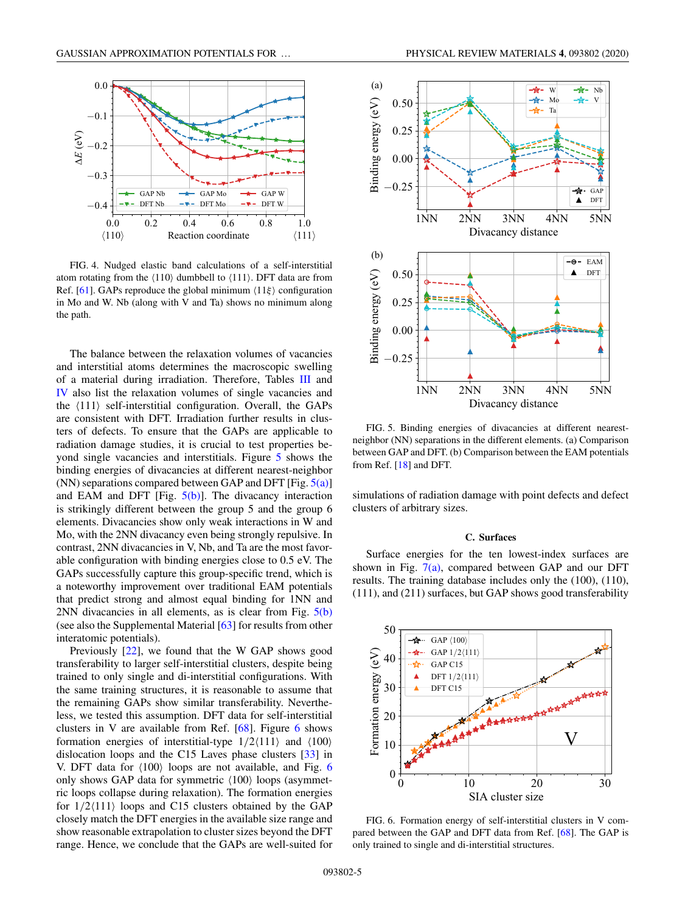FIG. 4. Nudged elastic band calculations of a self-interstitial atom rotating from the ⟨110⟩ dumbbell to ⟨111⟩. DFT data are from Ref. [61]. GAPs reproduce the global minimum ⟨11ξ⟩ configuration in Mo and W. Nb (along with V and Ta) shows no minimum along the path.

The balance between the relaxation volumes of vacancies and interstitial atoms determines the macroscopic swelling of a material during irradiation. Therefore, Tables III and IV also list the relaxation volumes of single vacancies and the ⟨111⟩ self-interstitial configuration. Overall, the GAPs are consistent with DFT. Irradiation further results in clusters of defects. To ensure that the GAPs are applicable to radiation damage studies, it is crucial to test properties beyond single vacancies and interstitials. Figure 5 shows the binding energies of divacancies at different nearest-neighbor (NN) separations compared between GAP and DFT [Fig. 5(a)] and EAM and DFT [Fig. 5(b)]. The divacancy interaction is strikingly different between the group 5 and the group 6 elements. Divacancies show only weak interactions in W and Mo, with the 2NN divacancy even being strongly repulsive. In contrast, 2NN divacancies in V, Nb, and Ta are the most favorable configuration with binding energies close to 0.5 eV. The GAPs successfully capture this group-specific trend, which is a noteworthy improvement over traditional EAM potentials that predict strong and almost equal binding for 1NN and 2NN divacancies in all elements, as is clear from Fig. 5(b) (see also the Supplemental Material [63] for results from other interatomic potentials).

Previously [22], we found that the W GAP shows good transferability to larger self-interstitial clusters, despite being trained to only single and di-interstitial configurations. With the same training structures, it is reasonable to assume that the remaining GAPs show similar transferability. Nevertheless, we tested this assumption. DFT data for self-interstitial clusters in V are available from Ref. [68]. Figure 6 shows formation energies of interstitial-type 1/2⟨111⟩ and ⟨100⟩ dislocation loops and the C15 Laves phase clusters [33] in V. DFT data for ⟨100⟩ loops are not available, and Fig. 6 only shows GAP data for symmetric ⟨100⟩ loops (asymmetric loops collapse during relaxation). The formation energies for 1/2⟨111⟩ loops and C15 clusters obtained by the GAP closely match the DFT energies in the available size range and show reasonable extrapolation to cluster sizes beyond the DFT range. Hence, we conclude that the GAPs are well-suited for simulations of radiation damage with point defects and defect clusters of arbitrary sizes.

FIG. 5. Binding energies of divacancies at different nearest-neighbor (NN) separations in the different elements. (a) Comparison between GAP and DFT. (b) Comparison between the EAM potentials from Ref. [18] and DFT.

### C. Surfaces

Surface energies for the ten lowest-index surfaces are shown in Fig. 7(a), compared between GAP and our DFT results. The training database includes only the (100), (110), (111), and (211) surfaces, but GAP shows good transferability

FIG. 6. Formation energy of self-interstitial clusters in V compared between the GAP and DFT data from Ref. [68]. The GAP is only trained to single and di-interstitial structures.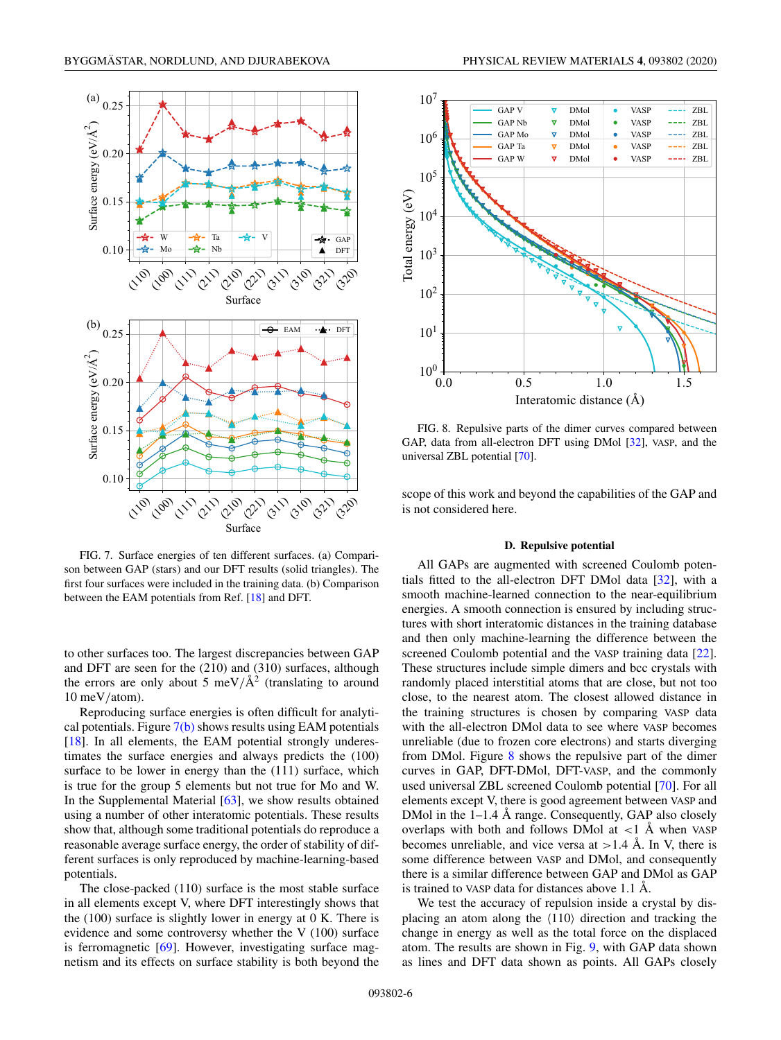FIG. 7. Surface energies of ten different surfaces. (a) Comparison between GAP (stars) and our DFT results (solid triangles). The first four surfaces were included in the training data. (b) Comparison between the EAM potentials from Ref. [18] and DFT.

to other surfaces too. The largest discrepancies between GAP and DFT are seen for the (210) and (310) surfaces, although the errors are only about 5 meV/Å$^2$ (translating to around 10 meV/atom).

Reproducing surface energies is often difficult for analytical potentials. Figure 7(b) shows results using EAM potentials [18]. In all elements, the EAM potential strongly underestimates the surface energies and always predicts the (100) surface to be lower in energy than the (111) surface, which is true for the group 5 elements but not true for Mo and W. In the Supplemental Material [63], we show results obtained using a number of other interatomic potentials. These results show that, although some traditional potentials do reproduce a reasonable average surface energy, the order of stability of different surfaces is only reproduced by machine-learning-based potentials.

The close-packed (110) surface is the most stable surface in all elements except V, where DFT interestingly shows that the (100) surface is slightly lower in energy than the (110). There is evidence and some controversy whether the V (100) surface is ferromagnetic [69]. However, investigating surface magnetism and its effects on surface stability is both beyond the scope of this work and beyond the capabilities of the GAP and is not considered here.

FIG. 8. Repulsive parts of the dimer curves compared between GAP, data from all-electron DFT using DMol [32], VASP, and the universal ZBL potential [70].

### D. Repulsive potential

All GAPs are augmented with screened Coulomb potentials fitted to the all-electron DFT DMol data [32], with a smooth machine-learned connection to the near-equilibrium energies. A smooth connection is ensured by including structures with short interatomic distances in the training database and then only machine-learning the difference between the screened Coulomb potential and the VASP training data [22]. These structures include simple dimers and bcc crystals with randomly placed interstitial atoms that are close, but not too close, to the nearest atom. The closest allowed distance in the training structures is chosen by comparing VASP data with the all-electron DMol data to see where VASP becomes unreliable (due to frozen core electrons) and starts diverging from DMol. Figure 8 shows the repulsive part of the dimer curves in GAP, DFT-DMol, DFT-VASP, and the commonly used universal ZBL screened Coulomb potential [70]. For all elements except V, there is good agreement between VASP and DMol in the 1–1.4 Å range. Consequently, GAP also closely overlaps with both and follows DMol at <1 Å when VASP becomes unreliable, and vice versa at >1.4 Å. In V, there is some difference between VASP and DMol, and consequently there is a similar difference between GAP and DMol as GAP is trained to VASP data for distances above 1.1 Å.

We test the accuracy of repulsion inside a crystal by displacing an atom along the ⟨110⟩ direction and tracking the change in energy as well as the total force on the displaced atom. The results are shown in Fig. 9, with GAP data shown as lines and DFT data shown as points. All GAPs closely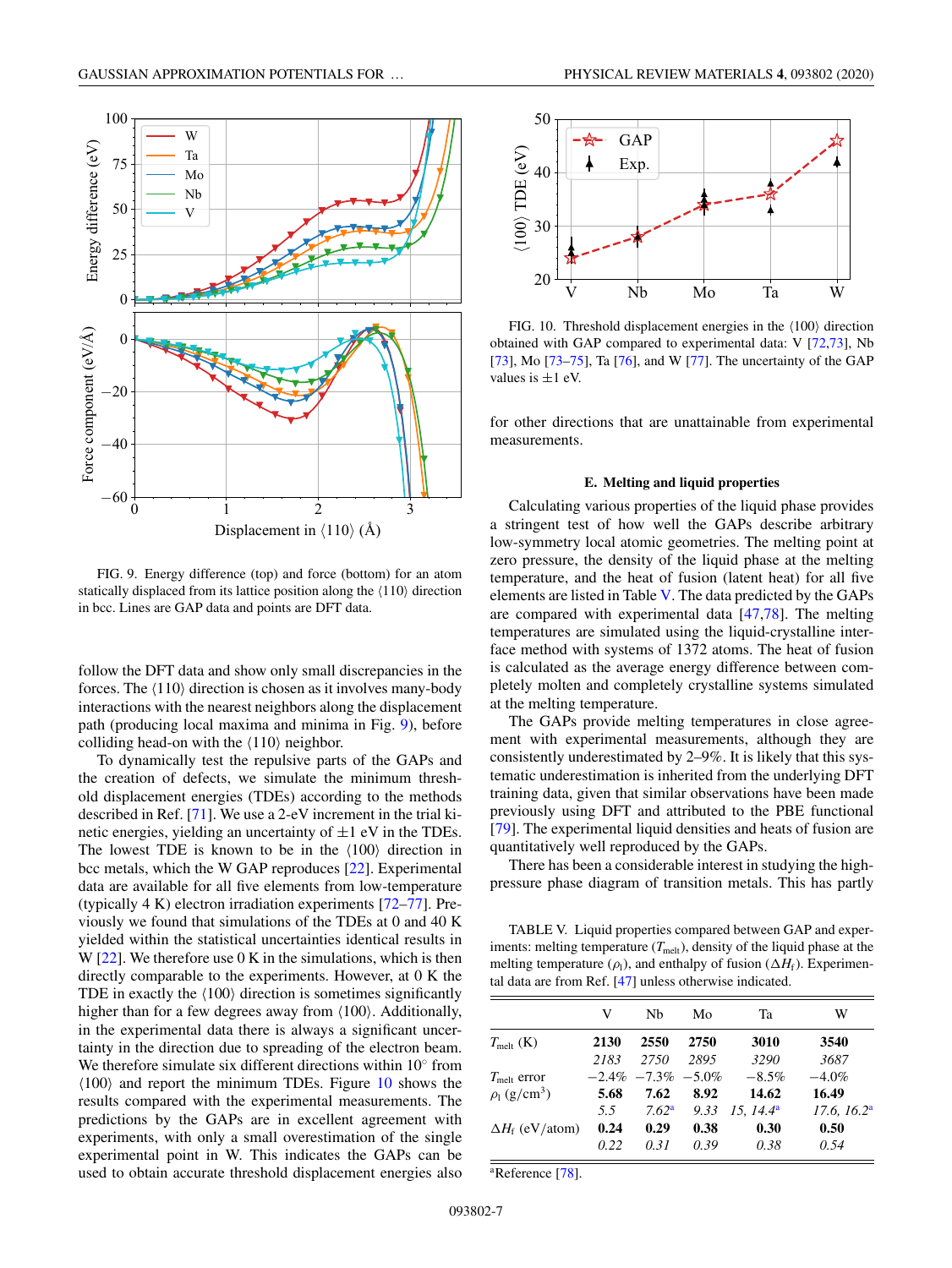FIG. 9. Energy difference (top) and force (bottom) for an atom statically displaced from its lattice position along the ⟨110⟩ direction in bcc. Lines are GAP data and points are DFT data.

follow the DFT data and show only small discrepancies in the forces. The ⟨110⟩ direction is chosen as it involves many-body interactions with the nearest neighbors along the displacement path (producing local maxima and minima in Fig. 9), before colliding head-on with the ⟨110⟩ neighbor.

To dynamically test the repulsive parts of the GAPs and the creation of defects, we simulate the minimum threshold displacement energies (TDEs) according to the methods described in Ref. [71]. We use a 2-eV increment in the trial kinetic energies, yielding an uncertainty of ±1 eV in the TDEs. The lowest TDE is known to be in the ⟨100⟩ direction in bcc metals, which the W GAP reproduces [22]. Experimental data are available for all five elements from low-temperature (typically 4 K) electron irradiation experiments [72–77]. Previously we found that simulations of the TDEs at 0 and 40 K yielded within the statistical uncertainties identical results in W [22]. We therefore use 0 K in the simulations, which is then directly comparable to the experiments. However, at 0 K the TDE in exactly the ⟨100⟩ direction is sometimes significantly higher than for a few degrees away from ⟨100⟩. Additionally, in the experimental data there is always a significant uncertainty in the direction due to spreading of the electron beam. We therefore simulate six different directions within 10° from ⟨100⟩ and report the minimum TDEs. Figure 10 shows the results compared with the experimental measurements. The predictions by the GAPs are in excellent agreement with experiments, with only a small overestimation of the single experimental point in W. This indicates the GAPs can be used to obtain accurate threshold displacement energies also for other directions that are unattainable from experimental measurements.

FIG. 10. Threshold displacement energies in the ⟨100⟩ direction obtained with GAP compared to experimental data: V [72,73], Nb [73], Mo [73–75], Ta [76], and W [77]. The uncertainty of the GAP values is ±1 eV.

### E. Melting and liquid properties

Calculating various properties of the liquid phase provides a stringent test of how well the GAPs describe arbitrary low-symmetry local atomic geometries. The melting point at zero pressure, the density of the liquid phase at the melting temperature, and the heat of fusion (latent heat) for all five elements are listed in Table V. The data predicted by the GAPs are compared with experimental data [47,78]. The melting temperatures are simulated using the liquid-crystalline interface method with systems of 1372 atoms. The heat of fusion is calculated as the average energy difference between completely molten and completely crystalline systems simulated at the melting temperature.

The GAPs provide melting temperatures in close agreement with experimental measurements, although they are consistently underestimated by 2–9%. It is likely that this systematic underestimation is inherited from the underlying DFT training data, given that similar observations have been made previously using DFT and attributed to the PBE functional [79]. The experimental liquid densities and heats of fusion are quantitatively well reproduced by the GAPs.

There has been a considerable interest in studying the high-pressure phase diagram of transition metals. This has partly

TABLE V. Liquid properties compared between GAP and experiments: melting temperature ($T_{\mathrm{melt}}$), density of the liquid phase at the melting temperature ($\rho_l$), and enthalpy of fusion ($\Delta H_f$). Experimental data are from Ref. [47] unless otherwise indicated.

| | V | Nb | Mo | Ta | W |
|---|---|---|---|---|---|
| $T_{\mathrm{melt}}$ (K) | **2130** | **2550** | **2750** | **3010** | **3540** |
| | *2183* | *2750* | *2895* | *3290* | *3687* |
| $T_{\mathrm{melt}}$ error | −2.4% | −7.3% | −5.0% | −8.5% | −4.0% |
| $\rho_l$ (g/cm$^3$) | **5.68** | **7.62** | **8.92** | **14.62** | **16.49** |
| | *5.5* | *7.62*[a] | *9.33* | *15, 14.4*[a] | *17.6, 16.2*[a] |
| $\Delta H_f$ (eV/atom) | **0.24** | **0.29** | **0.38** | **0.30** | **0.50** |
| | *0.22* | *0.31* | *0.39* | *0.38* | *0.54* |

[a]Reference [78].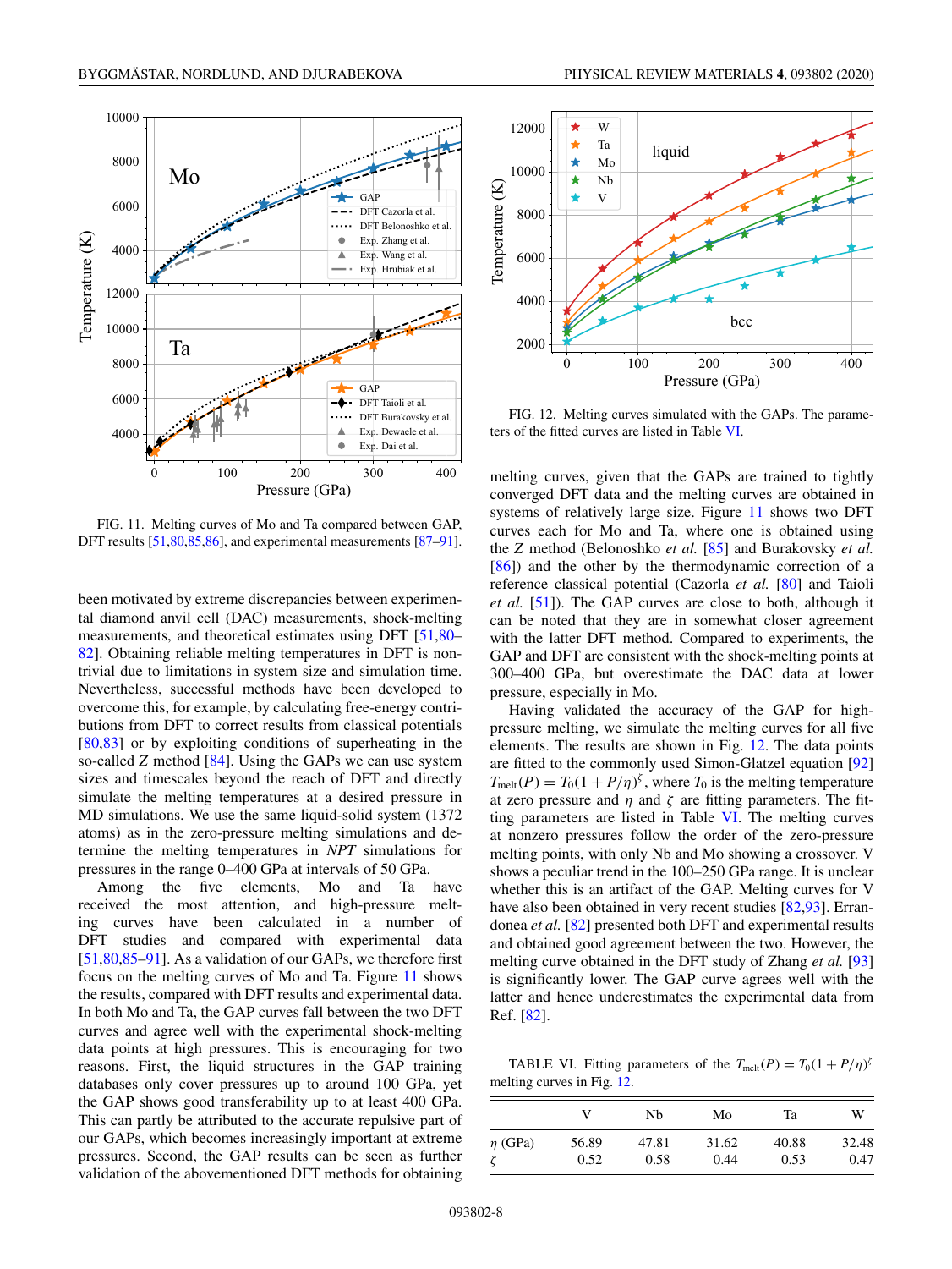FIG. 11. Melting curves of Mo and Ta compared between GAP, DFT results [51,80,85,86], and experimental measurements [87–91].

been motivated by extreme discrepancies between experimental diamond anvil cell (DAC) measurements, shock-melting measurements, and theoretical estimates using DFT [51,80–82]. Obtaining reliable melting temperatures in DFT is nontrivial due to limitations in system size and simulation time. Nevertheless, successful methods have been developed to overcome this, for example, by calculating free-energy contributions from DFT to correct results from classical potentials [80,83] or by exploiting conditions of superheating in the so-called $Z$ method [84]. Using the GAPs we can use system sizes and timescales beyond the reach of DFT and directly simulate the melting temperatures at a desired pressure in MD simulations. We use the same liquid-solid system (1372 atoms) as in the zero-pressure melting simulations and determine the melting temperatures in $NPT$ simulations for pressures in the range 0–400 GPa at intervals of 50 GPa.

Among the five elements, Mo and Ta have received the most attention, and high-pressure melting curves have been calculated in a number of DFT studies and compared with experimental data [51,80,85–91]. As a validation of our GAPs, we therefore first focus on the melting curves of Mo and Ta. Figure 11 shows the results, compared with DFT results and experimental data. In both Mo and Ta, the GAP curves fall between the two DFT curves and agree well with the experimental shock-melting data points at high pressures. This is encouraging for two reasons. First, the liquid structures in the GAP training databases only cover pressures up to around 100 GPa, yet the GAP shows good transferability up to at least 400 GPa. This can partly be attributed to the accurate repulsive part of our GAPs, which becomes increasingly important at extreme pressures. Second, the GAP results can be seen as further validation of the abovementioned DFT methods for obtaining melting curves, given that the GAPs are trained to tightly converged DFT data and the melting curves are obtained in systems of relatively large size. Figure 11 shows two DFT curves each for Mo and Ta, where one is obtained using the $Z$ method (Belonoshko *et al.* [85] and Burakovsky *et al.* [86]) and the other by the thermodynamic correction of a reference classical potential (Cazorla *et al.* [80] and Taioli *et al.* [51]). The GAP curves are close to both, although it can be noted that they are in somewhat closer agreement with the latter DFT method. Compared to experiments, the GAP and DFT are consistent with the shock-melting points at 300–400 GPa, but overestimate the DAC data at lower pressure, especially in Mo.

Having validated the accuracy of the GAP for high-pressure melting, we simulate the melting curves for all five elements. The results are shown in Fig. 12. The data points are fitted to the commonly used Simon-Glatzel equation [92] $T_{\mathrm{melt}}(P) = T_0(1 + P/\eta)^{\zeta}$, where $T_0$ is the melting temperature at zero pressure and $\eta$ and $\zeta$ are fitting parameters. The fitting parameters are listed in Table VI. The melting curves at nonzero pressures follow the order of the zero-pressure melting points, with only Nb and Mo showing a crossover. V shows a peculiar trend in the 100–250 GPa range. It is unclear whether this is an artifact of the GAP. Melting curves for V have also been obtained in very recent studies [82,93]. Errandonea *et al.* [82] presented both DFT and experimental results and obtained good agreement between the two. However, the melting curve obtained in the DFT study of Zhang *et al.* [93] is significantly lower. The GAP curve agrees well with the latter and hence underestimates the experimental data from Ref. [82].

FIG. 12. Melting curves simulated with the GAPs. The parameters of the fitted curves are listed in Table VI.

TABLE VI. Fitting parameters of the $T_{\mathrm{melt}}(P) = T_0(1 + P/\eta)^{\zeta}$ melting curves in Fig. 12.

| | V | Nb | Mo | Ta | W |
|---|---|---|---|---|---|
| $\eta$ (GPa) | 56.89 | 47.81 | 31.62 | 40.88 | 32.48 |
| $\zeta$ | 0.52 | 0.58 | 0.44 | 0.53 | 0.47 |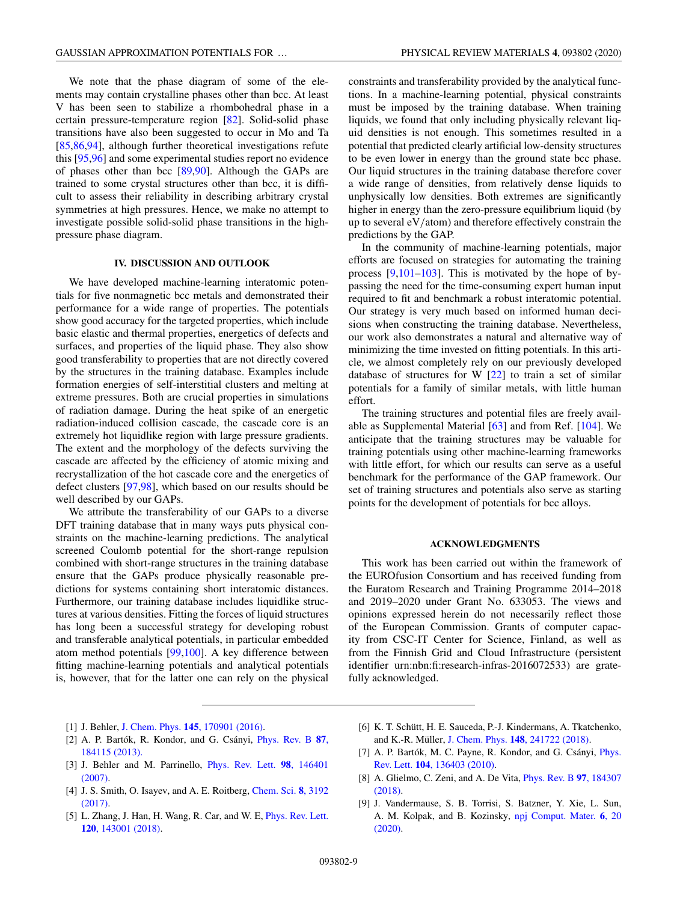We note that the phase diagram of some of the elements may contain crystalline phases other than bcc. At least V has been seen to stabilize a rhombohedral phase in a certain pressure-temperature region [82]. Solid-solid phase transitions have also been suggested to occur in Mo and Ta [85,86,94], although further theoretical investigations refute this [95,96] and some experimental studies report no evidence of phases other than bcc [89,90]. Although the GAPs are trained to some crystal structures other than bcc, it is difficult to assess their reliability in describing arbitrary crystal symmetries at high pressures. Hence, we make no attempt to investigate possible solid-solid phase transitions in the high-pressure phase diagram.

## IV. DISCUSSION AND OUTLOOK

We have developed machine-learning interatomic potentials for five nonmagnetic bcc metals and demonstrated their performance for a wide range of properties. The potentials show good accuracy for the targeted properties, which include basic elastic and thermal properties, energetics of defects and surfaces, and properties of the liquid phase. They also show good transferability to properties that are not directly covered by the structures in the training database. Examples include formation energies of self-interstitial clusters and melting at extreme pressures. Both are crucial properties in simulations of radiation damage. During the heat spike of an energetic radiation-induced collision cascade, the cascade core is an extremely hot liquidlike region with large pressure gradients. The extent and the morphology of the defects surviving the cascade are affected by the efficiency of atomic mixing and recrystallization of the hot cascade core and the energetics of defect clusters [97,98], which based on our results should be well described by our GAPs.

We attribute the transferability of our GAPs to a diverse DFT training database that in many ways puts physical constraints on the machine-learning predictions. The analytical screened Coulomb potential for the short-range repulsion combined with short-range structures in the training database ensure that the GAPs produce physically reasonable predictions for systems containing short interatomic distances. Furthermore, our training database includes liquidlike structures at various densities. Fitting the forces of liquid structures has long been a successful strategy for developing robust and transferable analytical potentials, in particular embedded atom method potentials [99,100]. A key difference between fitting machine-learning potentials and analytical potentials is, however, that for the latter one can rely on the physical constraints and transferability provided by the analytical functions. In a machine-learning potential, physical constraints must be imposed by the training database. When training liquids, we found that only including physically relevant liquid densities is not enough. This sometimes resulted in a potential that predicted clearly artificial low-density structures to be even lower in energy than the ground state bcc phase. Our liquid structures in the training database therefore cover a wide range of densities, from relatively dense liquids to unphysically low densities. Both extremes are significantly higher in energy than the zero-pressure equilibrium liquid (by up to several eV/atom) and therefore effectively constrain the predictions by the GAP.

In the community of machine-learning potentials, major efforts are focused on strategies for automating the training process [9,101–103]. This is motivated by the hope of bypassing the need for the time-consuming expert human input required to fit and benchmark a robust interatomic potential. Our strategy is very much based on informed human decisions when constructing the training database. Nevertheless, our work also demonstrates a natural and alternative way of minimizing the time invested on fitting potentials. In this article, we almost completely rely on our previously developed database of structures for W [22] to train a set of similar potentials for a family of similar metals, with little human effort.

The training structures and potential files are freely available as Supplemental Material [63] and from Ref. [104]. We anticipate that the training structures may be valuable for training potentials using other machine-learning frameworks with little effort, for which our results can serve as a useful benchmark for the performance of the GAP framework. Our set of training structures and potentials also serve as starting points for the development of potentials for bcc alloys.

## ACKNOWLEDGMENTS

This work has been carried out within the framework of the EUROfusion Consortium and has received funding from the Euratom Research and Training Programme 2014–2018 and 2019–2020 under Grant No. 633053. The views and opinions expressed herein do not necessarily reflect those of the European Commission. Grants of computer capacity from CSC-IT Center for Science, Finland, as well as from the Finnish Grid and Cloud Infrastructure (persistent identifier urn:nbn:fi:research-infras-2016072533) are gratefully acknowledged.

---

[1] J. Behler, J. Chem. Phys. **145**, 170901 (2016).

[2] A. P. Bartók, R. Kondor, and G. Csányi, Phys. Rev. B **87**, 184115 (2013).

[3] J. Behler and M. Parrinello, Phys. Rev. Lett. **98**, 146401 (2007).

[4] J. S. Smith, O. Isayev, and A. E. Roitberg, Chem. Sci. **8**, 3192 (2017).

[5] L. Zhang, J. Han, H. Wang, R. Car, and W. E, Phys. Rev. Lett. **120**, 143001 (2018).

[6] K. T. Schütt, H. E. Sauceda, P.-J. Kindermans, A. Tkatchenko, and K.-R. Müller, J. Chem. Phys. **148**, 241722 (2018).

[7] A. P. Bartók, M. C. Payne, R. Kondor, and G. Csányi, Phys. Rev. Lett. **104**, 136403 (2010).

[8] A. Glielmo, C. Zeni, and A. De Vita, Phys. Rev. B **97**, 184307 (2018).

[9] J. Vandermause, S. B. Torrisi, S. Batzner, Y. Xie, L. Sun, A. M. Kolpak, and B. Kozinsky, npj Comput. Mater. **6**, 20 (2020).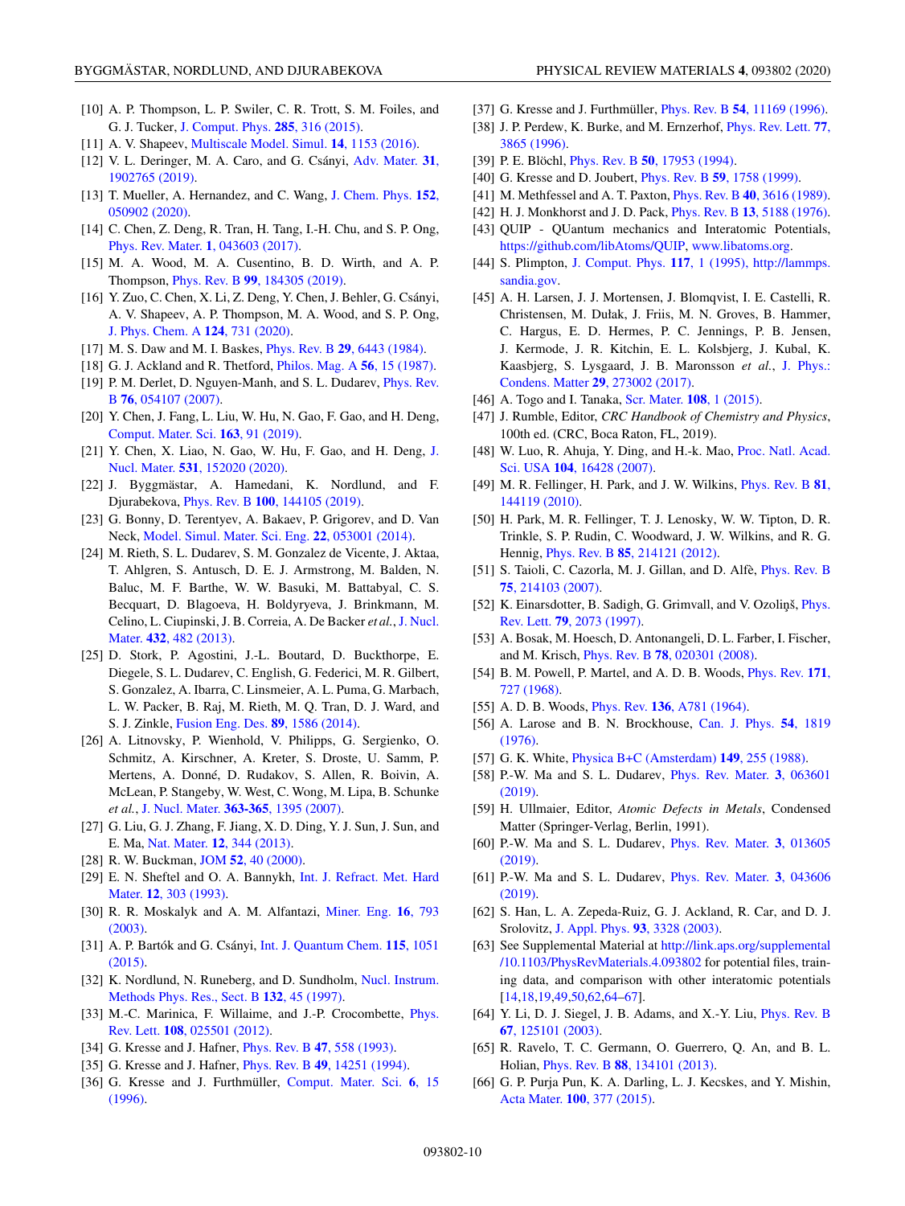[10] A. P. Thompson, L. P. Swiler, C. R. Trott, S. M. Foiles, and G. J. Tucker, J. Comput. Phys. **285**, 316 (2015).

[11] A. V. Shapeev, Multiscale Model. Simul. **14**, 1153 (2016).

[12] V. L. Deringer, M. A. Caro, and G. Csányi, Adv. Mater. **31**, 1902765 (2019).

[13] T. Mueller, A. Hernandez, and C. Wang, J. Chem. Phys. **152**, 050902 (2020).

[14] C. Chen, Z. Deng, R. Tran, H. Tang, I.-H. Chu, and S. P. Ong, Phys. Rev. Mater. **1**, 043603 (2017).

[15] M. A. Wood, M. A. Cusentino, B. D. Wirth, and A. P. Thompson, Phys. Rev. B **99**, 184305 (2019).

[16] Y. Zuo, C. Chen, X. Li, Z. Deng, Y. Chen, J. Behler, G. Csányi, A. V. Shapeev, A. P. Thompson, M. A. Wood, and S. P. Ong, J. Phys. Chem. A **124**, 731 (2020).

[17] M. S. Daw and M. I. Baskes, Phys. Rev. B **29**, 6443 (1984).

[18] G. J. Ackland and R. Thetford, Philos. Mag. A **56**, 15 (1987).

[19] P. M. Derlet, D. Nguyen-Manh, and S. L. Dudarev, Phys. Rev. B **76**, 054107 (2007).

[20] Y. Chen, J. Fang, L. Liu, W. Hu, N. Gao, F. Gao, and H. Deng, Comput. Mater. Sci. **163**, 91 (2019).

[21] Y. Chen, X. Liao, N. Gao, W. Hu, F. Gao, and H. Deng, J. Nucl. Mater. **531**, 152020 (2020).

[22] J. Byggmästar, A. Hamedani, K. Nordlund, and F. Djurabekova, Phys. Rev. B **100**, 144105 (2019).

[23] G. Bonny, D. Terentyev, A. Bakaev, P. Grigorev, and D. Van Neck, Model. Simul. Mater. Sci. Eng. **22**, 053001 (2014).

[24] M. Rieth, S. L. Dudarev, S. M. Gonzalez de Vicente, J. Aktaa, T. Ahlgren, S. Antusch, D. E. J. Armstrong, M. Balden, N. Baluc, M. F. Barthe, W. W. Basuki, M. Battabyal, C. S. Becquart, D. Blagoeva, H. Boldyryeva, J. Brinkmann, M. Celino, L. Ciupinski, J. B. Correia, A. De Backer *et al.*, J. Nucl. Mater. **432**, 482 (2013).

[25] D. Stork, P. Agostini, J.-L. Boutard, D. Buckthorpe, E. Diegele, S. L. Dudarev, C. English, G. Federici, M. R. Gilbert, S. Gonzalez, A. Ibarra, C. Linsmeier, A. L. Puma, G. Marbach, L. W. Packer, B. Raj, M. Rieth, M. Q. Tran, D. J. Ward, and S. J. Zinkle, Fusion Eng. Des. **89**, 1586 (2014).

[26] A. Litnovsky, P. Wienhold, V. Philipps, G. Sergienko, O. Schmitz, A. Kirschner, A. Kreter, S. Droste, U. Samm, P. Mertens, A. Donné, D. Rudakov, S. Allen, R. Boivin, A. McLean, P. Stangeby, W. West, C. Wong, M. Lipa, B. Schunke *et al.*, J. Nucl. Mater. **363-365**, 1395 (2007).

[27] G. Liu, G. J. Zhang, F. Jiang, X. D. Ding, Y. J. Sun, J. Sun, and E. Ma, Nat. Mater. **12**, 344 (2013).

[28] R. W. Buckman, JOM **52**, 40 (2000).

[29] E. N. Sheftel and O. A. Bannykh, Int. J. Refract. Met. Hard Mater. **12**, 303 (1993).

[30] R. R. Moskalyk and A. M. Alfantazi, Miner. Eng. **16**, 793 (2003).

[31] A. P. Bartók and G. Csányi, Int. J. Quantum Chem. **115**, 1051 (2015).

[32] K. Nordlund, N. Runeberg, and D. Sundholm, Nucl. Instrum. Methods Phys. Res., Sect. B **132**, 45 (1997).

[33] M.-C. Marinica, F. Willaime, and J.-P. Crocombette, Phys. Rev. Lett. **108**, 025501 (2012).

[34] G. Kresse and J. Hafner, Phys. Rev. B **47**, 558 (1993).

[35] G. Kresse and J. Hafner, Phys. Rev. B **49**, 14251 (1994).

[36] G. Kresse and J. Furthmüller, Comput. Mater. Sci. **6**, 15 (1996).

[37] G. Kresse and J. Furthmüller, Phys. Rev. B **54**, 11169 (1996).

[38] J. P. Perdew, K. Burke, and M. Ernzerhof, Phys. Rev. Lett. **77**, 3865 (1996).

[39] P. E. Blöchl, Phys. Rev. B **50**, 17953 (1994).

[40] G. Kresse and D. Joubert, Phys. Rev. B **59**, 1758 (1999).

[41] M. Methfessel and A. T. Paxton, Phys. Rev. B **40**, 3616 (1989).

[42] H. J. Monkhorst and J. D. Pack, Phys. Rev. B **13**, 5188 (1976).

[43] QUIP - QUantum mechanics and Interatomic Potentials, https://github.com/libAtoms/QUIP, www.libatoms.org.

[44] S. Plimpton, J. Comput. Phys. **117**, 1 (1995), http://lammps.sandia.gov.

[45] A. H. Larsen, J. J. Mortensen, J. Blomqvist, I. E. Castelli, R. Christensen, M. Dułak, J. Friis, M. N. Groves, B. Hammer, C. Hargus, E. D. Hermes, P. C. Jennings, P. B. Jensen, J. Kermode, J. R. Kitchin, E. L. Kolsbjerg, J. Kubal, K. Kaasbjerg, S. Lysgaard, J. B. Maronsson *et al.*, J. Phys.: Condens. Matter **29**, 273002 (2017).

[46] A. Togo and I. Tanaka, Scr. Mater. **108**, 1 (2015).

[47] J. Rumble, Editor, *CRC Handbook of Chemistry and Physics*, 100th ed. (CRC, Boca Raton, FL, 2019).

[48] W. Luo, R. Ahuja, Y. Ding, and H.-k. Mao, Proc. Natl. Acad. Sci. USA **104**, 16428 (2007).

[49] M. R. Fellinger, H. Park, and J. W. Wilkins, Phys. Rev. B **81**, 144119 (2010).

[50] H. Park, M. R. Fellinger, T. J. Lenosky, W. W. Tipton, D. R. Trinkle, S. P. Rudin, C. Woodward, J. W. Wilkins, and R. G. Hennig, Phys. Rev. B **85**, 214121 (2012).

[51] S. Taioli, C. Cazorla, M. J. Gillan, and D. Alfè, Phys. Rev. B **75**, 214103 (2007).

[52] K. Einarsdotter, B. Sadigh, G. Grimvall, and V. Ozoliņš, Phys. Rev. Lett. **79**, 2073 (1997).

[53] A. Bosak, M. Hoesch, D. Antonangeli, D. L. Farber, I. Fischer, and M. Krisch, Phys. Rev. B **78**, 020301 (2008).

[54] B. M. Powell, P. Martel, and A. D. B. Woods, Phys. Rev. **171**, 727 (1968).

[55] A. D. B. Woods, Phys. Rev. **136**, A781 (1964).

[56] A. Larose and B. N. Brockhouse, Can. J. Phys. **54**, 1819 (1976).

[57] G. K. White, Physica B+C (Amsterdam) **149**, 255 (1988).

[58] P.-W. Ma and S. L. Dudarev, Phys. Rev. Mater. **3**, 063601 (2019).

[59] H. Ullmaier, Editor, *Atomic Defects in Metals*, Condensed Matter (Springer-Verlag, Berlin, 1991).

[60] P.-W. Ma and S. L. Dudarev, Phys. Rev. Mater. **3**, 013605 (2019).

[61] P.-W. Ma and S. L. Dudarev, Phys. Rev. Mater. **3**, 043606 (2019).

[62] S. Han, L. A. Zepeda-Ruiz, G. J. Ackland, R. Car, and D. J. Srolovitz, J. Appl. Phys. **93**, 3328 (2003).

[63] See Supplemental Material at http://link.aps.org/supplemental/10.1103/PhysRevMaterials.4.093802 for potential files, training data, and comparison with other interatomic potentials [14,18,19,49,50,62,64–67].

[64] Y. Li, D. J. Siegel, J. B. Adams, and X.-Y. Liu, Phys. Rev. B **67**, 125101 (2003).

[65] R. Ravelo, T. C. Germann, O. Guerrero, Q. An, and B. L. Holian, Phys. Rev. B **88**, 134101 (2013).

[66] G. P. Purja Pun, K. A. Darling, L. J. Kecskes, and Y. Mishin, Acta Mater. **100**, 377 (2015).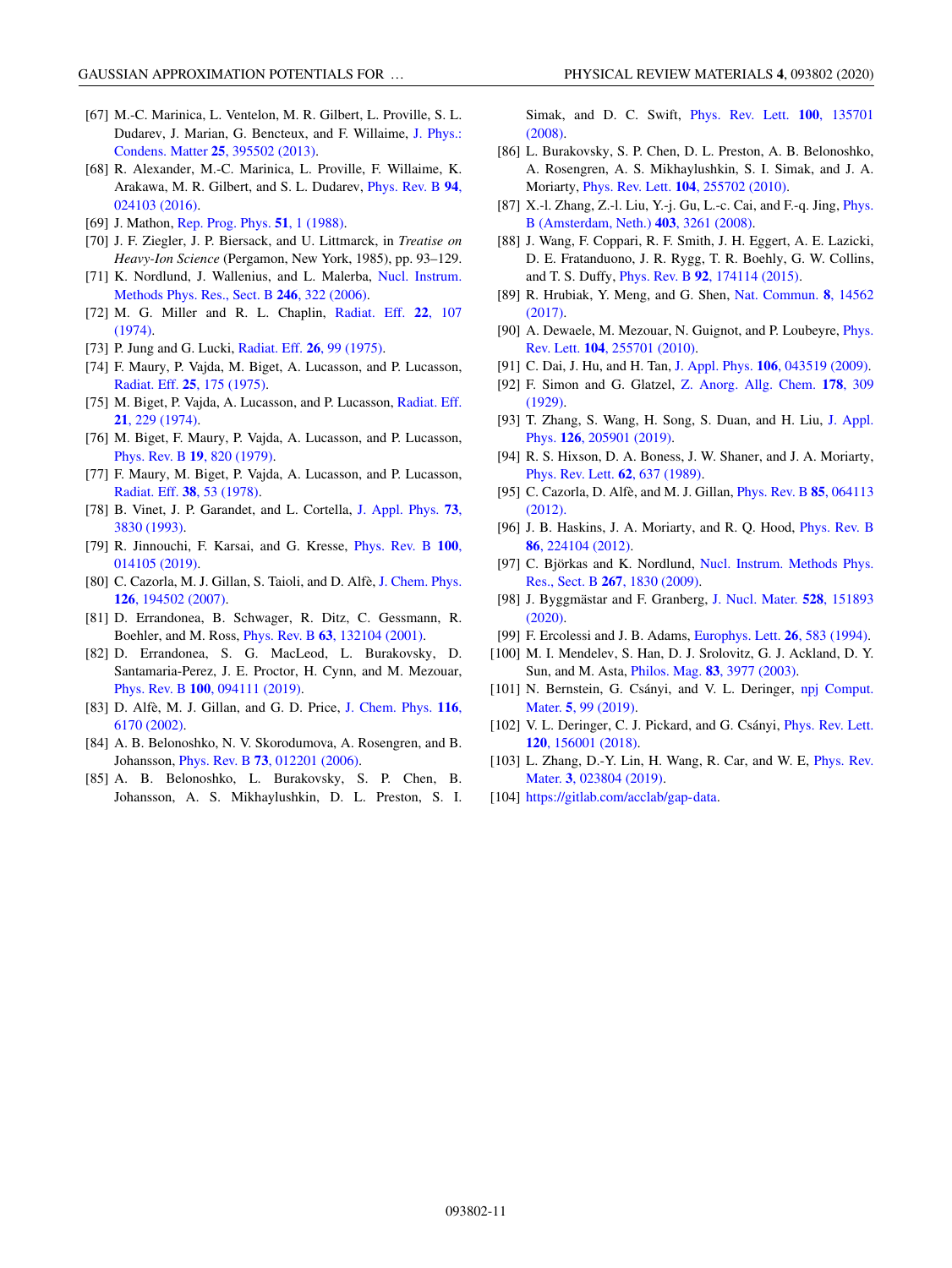[67] M.-C. Marinica, L. Ventelon, M. R. Gilbert, L. Proville, S. L. Dudarev, J. Marian, G. Bencteux, and F. Willaime, J. Phys.: Condens. Matter **25**, 395502 (2013).

[68] R. Alexander, M.-C. Marinica, L. Proville, F. Willaime, K. Arakawa, M. R. Gilbert, and S. L. Dudarev, Phys. Rev. B **94**, 024103 (2016).

[69] J. Mathon, Rep. Prog. Phys. **51**, 1 (1988).

[70] J. F. Ziegler, J. P. Biersack, and U. Littmarck, in *Treatise on Heavy-Ion Science* (Pergamon, New York, 1985), pp. 93–129.

[71] K. Nordlund, J. Wallenius, and L. Malerba, Nucl. Instrum. Methods Phys. Res., Sect. B **246**, 322 (2006).

[72] M. G. Miller and R. L. Chaplin, Radiat. Eff. **22**, 107 (1974).

[73] P. Jung and G. Lucki, Radiat. Eff. **26**, 99 (1975).

[74] F. Maury, P. Vajda, M. Biget, A. Lucasson, and P. Lucasson, Radiat. Eff. **25**, 175 (1975).

[75] M. Biget, P. Vajda, A. Lucasson, and P. Lucasson, Radiat. Eff. **21**, 229 (1974).

[76] M. Biget, F. Maury, P. Vajda, A. Lucasson, and P. Lucasson, Phys. Rev. B **19**, 820 (1979).

[77] F. Maury, M. Biget, P. Vajda, A. Lucasson, and P. Lucasson, Radiat. Eff. **38**, 53 (1978).

[78] B. Vinet, J. P. Garandet, and L. Cortella, J. Appl. Phys. **73**, 3830 (1993).

[79] R. Jinnouchi, F. Karsai, and G. Kresse, Phys. Rev. B **100**, 014105 (2019).

[80] C. Cazorla, M. J. Gillan, S. Taioli, and D. Alfè, J. Chem. Phys. **126**, 194502 (2007).

[81] D. Errandonea, B. Schwager, R. Ditz, C. Gessmann, R. Boehler, and M. Ross, Phys. Rev. B **63**, 132104 (2001).

[82] D. Errandonea, S. G. MacLeod, L. Burakovsky, D. Santamaria-Perez, J. E. Proctor, H. Cynn, and M. Mezouar, Phys. Rev. B **100**, 094111 (2019).

[83] D. Alfè, M. J. Gillan, and G. D. Price, J. Chem. Phys. **116**, 6170 (2002).

[84] A. B. Belonoshko, N. V. Skorodumova, A. Rosengren, and B. Johansson, Phys. Rev. B **73**, 012201 (2006).

[85] A. B. Belonoshko, L. Burakovsky, S. P. Chen, B. Johansson, A. S. Mikhaylushkin, D. L. Preston, S. I. Simak, and D. C. Swift, Phys. Rev. Lett. **100**, 135701 (2008).

[86] L. Burakovsky, S. P. Chen, D. L. Preston, A. B. Belonoshko, A. Rosengren, A. S. Mikhaylushkin, S. I. Simak, and J. A. Moriarty, Phys. Rev. Lett. **104**, 255702 (2010).

[87] X.-l. Zhang, Z.-l. Liu, Y.-j. Gu, L.-c. Cai, and F.-q. Jing, Phys. B (Amsterdam, Neth.) **403**, 3261 (2008).

[88] J. Wang, F. Coppari, R. F. Smith, J. H. Eggert, A. E. Lazicki, D. E. Fratanduono, J. R. Rygg, T. R. Boehly, G. W. Collins, and T. S. Duffy, Phys. Rev. B **92**, 174114 (2015).

[89] R. Hrubiak, Y. Meng, and G. Shen, Nat. Commun. **8**, 14562 (2017).

[90] A. Dewaele, M. Mezouar, N. Guignot, and P. Loubeyre, Phys. Rev. Lett. **104**, 255701 (2010).

[91] C. Dai, J. Hu, and H. Tan, J. Appl. Phys. **106**, 043519 (2009).

[92] F. Simon and G. Glatzel, Z. Anorg. Allg. Chem. **178**, 309 (1929).

[93] T. Zhang, S. Wang, H. Song, S. Duan, and H. Liu, J. Appl. Phys. **126**, 205901 (2019).

[94] R. S. Hixson, D. A. Boness, J. W. Shaner, and J. A. Moriarty, Phys. Rev. Lett. **62**, 637 (1989).

[95] C. Cazorla, D. Alfè, and M. J. Gillan, Phys. Rev. B **85**, 064113 (2012).

[96] J. B. Haskins, J. A. Moriarty, and R. Q. Hood, Phys. Rev. B **86**, 224104 (2012).

[97] C. Björkas and K. Nordlund, Nucl. Instrum. Methods Phys. Res., Sect. B **267**, 1830 (2009).

[98] J. Byggmästar and F. Granberg, J. Nucl. Mater. **528**, 151893 (2020).

[99] F. Ercolessi and J. B. Adams, Europhys. Lett. **26**, 583 (1994).

[100] M. I. Mendelev, S. Han, D. J. Srolovitz, G. J. Ackland, D. Y. Sun, and M. Asta, Philos. Mag. **83**, 3977 (2003).

[101] N. Bernstein, G. Csányi, and V. L. Deringer, npj Comput. Mater. **5**, 99 (2019).

[102] V. L. Deringer, C. J. Pickard, and G. Csányi, Phys. Rev. Lett. **120**, 156001 (2018).

[103] L. Zhang, D.-Y. Lin, H. Wang, R. Car, and W. E, Phys. Rev. Mater. **3**, 023804 (2019).

[104] https://gitlab.com/acclab/gap-data.